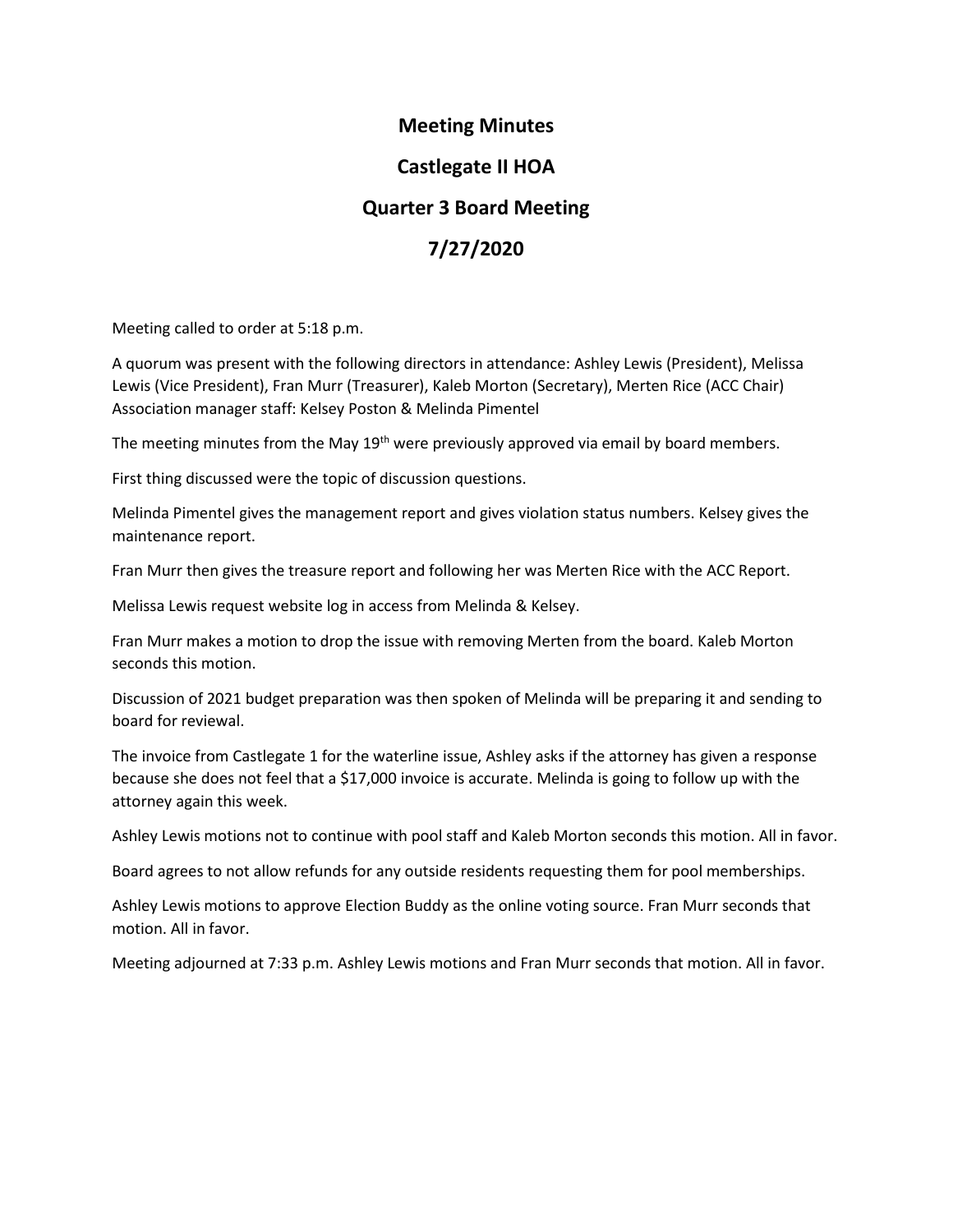# Meeting Minutes

# Castlegate II HOA

# Quarter 3 Board Meeting

# 7/27/2020

Meeting called to order at 5:18 p.m.

A quorum was present with the following directors in attendance: Ashley Lewis (President), Melissa Lewis (Vice President), Fran Murr (Treasurer), Kaleb Morton (Secretary), Merten Rice (ACC Chair) Association manager staff: Kelsey Poston & Melinda Pimentel

The meeting minutes from the May 19th were previously approved via email by board members.

First thing discussed were the topic of discussion questions.

Melinda Pimentel gives the management report and gives violation status numbers. Kelsey gives the maintenance report.

Fran Murr then gives the treasure report and following her was Merten Rice with the ACC Report.

Melissa Lewis request website log in access from Melinda & Kelsey.

Fran Murr makes a motion to drop the issue with removing Merten from the board. Kaleb Morton seconds this motion.

Discussion of 2021 budget preparation was then spoken of Melinda will be preparing it and sending to board for reviewal.

The invoice from Castlegate 1 for the waterline issue, Ashley asks if the attorney has given a response because she does not feel that a $17,000 invoice is accurate. Melinda is going to follow up with the attorney again this week.

Ashley Lewis motions not to continue with pool staff and Kaleb Morton seconds this motion. All in favor.

Board agrees to not allow refunds for any outside residents requesting them for pool memberships.

Ashley Lewis motions to approve Election Buddy as the online voting source. Fran Murr seconds that motion. All in favor.

Meeting adjourned at 7:33 p.m. Ashley Lewis motions and Fran Murr seconds that motion. All in favor.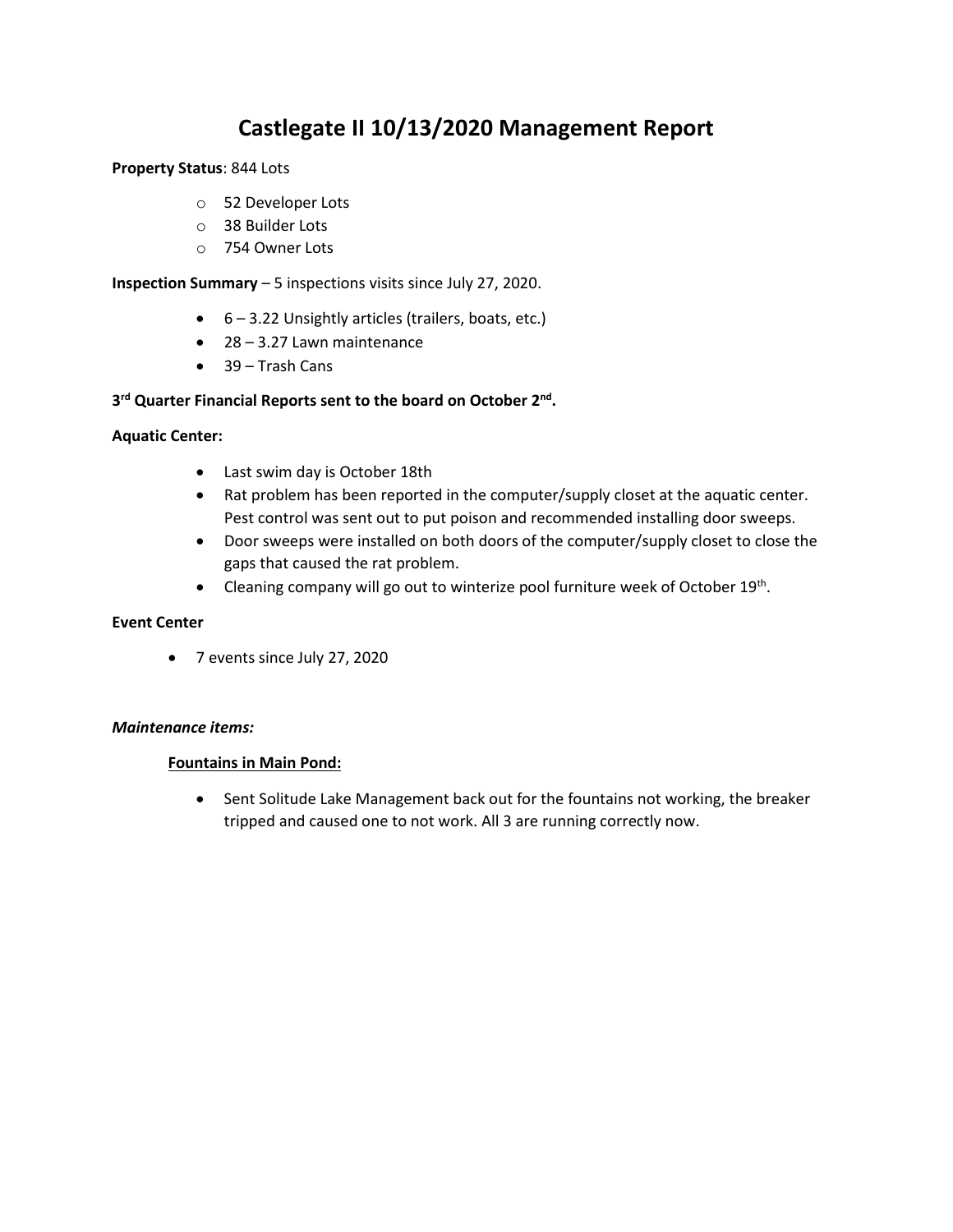# Castlegate II 10/13/2020 Management Report

**Property Status**: 844 Lots

- 52 Developer Lots
- 38 Builder Lots
- 754 Owner Lots

**Inspection Summary** – 5 inspections visits since July 27, 2020.

- 6 – 3.22 Unsightly articles (trailers, boats, etc.)
- 28 – 3.27 Lawn maintenance
- 39 – Trash Cans

**3rd Quarter Financial Reports sent to the board on October 2nd.**

**Aquatic Center:**

- Last swim day is October 18th
- Rat problem has been reported in the computer/supply closet at the aquatic center. Pest control was sent out to put poison and recommended installing door sweeps.
- Door sweeps were installed on both doors of the computer/supply closet to close the gaps that caused the rat problem.
- Cleaning company will go out to winterize pool furniture week of October 19th.

**Event Center**

- 7 events since July 27, 2020

***Maintenance items:***

**Fountains in Main Pond:**

- Sent Solitude Lake Management back out for the fountains not working, the breaker tripped and caused one to not work. All 3 are running correctly now.